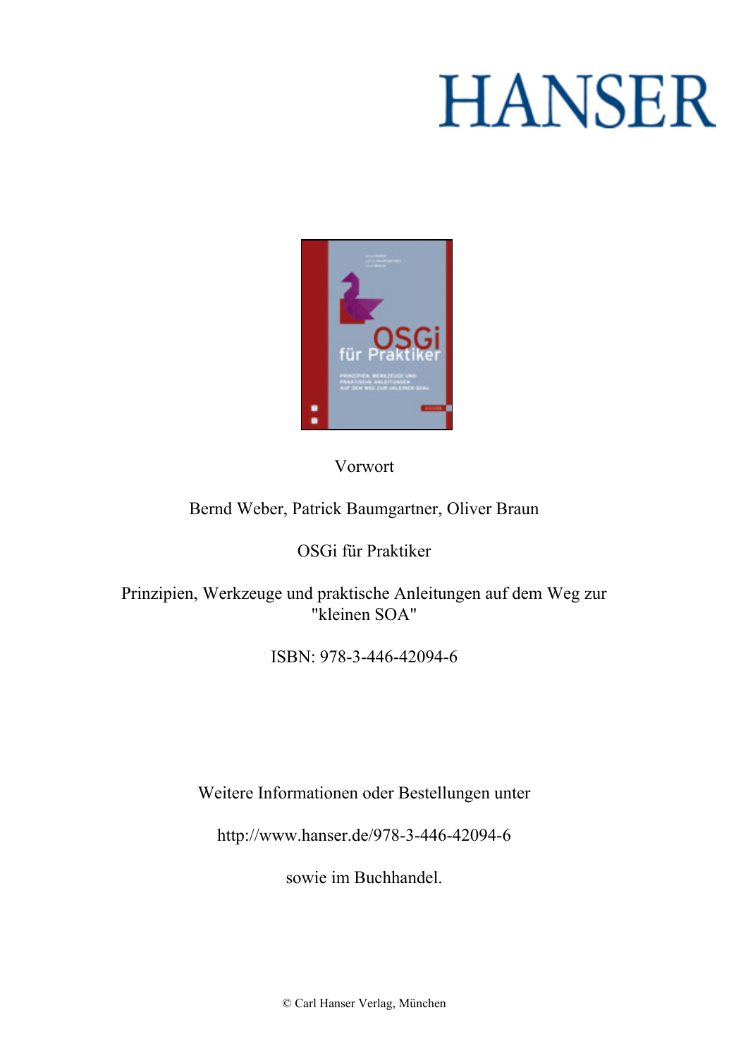# HANSER

Vorwort

Bernd Weber, Patrick Baumgartner, Oliver Braun

OSGi für Praktiker

Prinzipien, Werkzeuge und praktische Anleitungen auf dem Weg zur "kleinen SOA"

ISBN: 978-3-446-42094-6

Weitere Informationen oder Bestellungen unter

http://www.hanser.de/978-3-446-42094-6

sowie im Buchhandel.

© Carl Hanser Verlag, München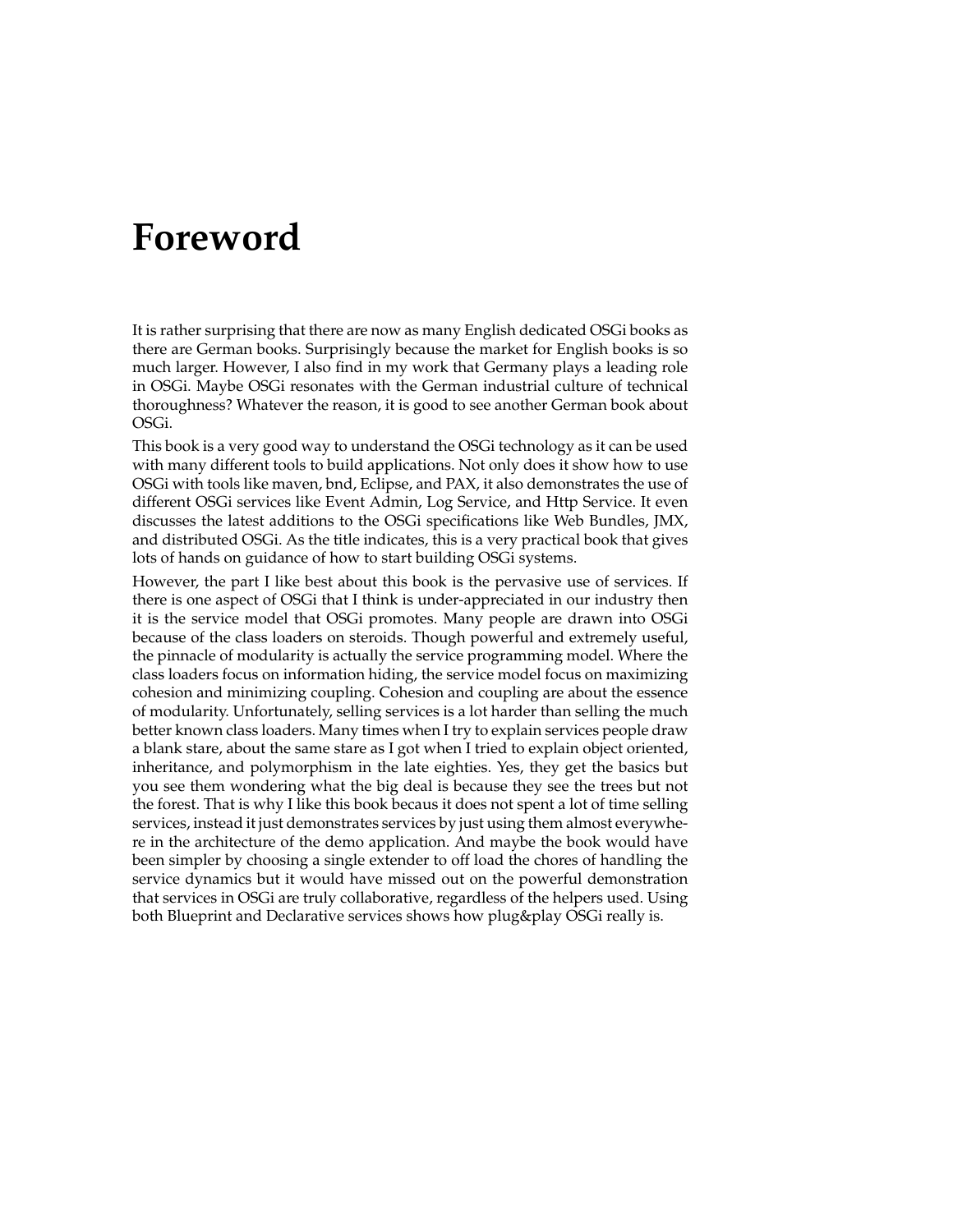# Foreword

It is rather surprising that there are now as many English dedicated OSGi books as there are German books. Surprisingly because the market for English books is so much larger. However, I also find in my work that Germany plays a leading role in OSGi. Maybe OSGi resonates with the German industrial culture of technical thoroughness? Whatever the reason, it is good to see another German book about OSGi.

This book is a very good way to understand the OSGi technology as it can be used with many different tools to build applications. Not only does it show how to use OSGi with tools like maven, bnd, Eclipse, and PAX, it also demonstrates the use of different OSGi services like Event Admin, Log Service, and Http Service. It even discusses the latest additions to the OSGi specifications like Web Bundles, JMX, and distributed OSGi. As the title indicates, this is a very practical book that gives lots of hands on guidance of how to start building OSGi systems.

However, the part I like best about this book is the pervasive use of services. If there is one aspect of OSGi that I think is under-appreciated in our industry then it is the service model that OSGi promotes. Many people are drawn into OSGi because of the class loaders on steroids. Though powerful and extremely useful, the pinnacle of modularity is actually the service programming model. Where the class loaders focus on information hiding, the service model focus on maximizing cohesion and minimizing coupling. Cohesion and coupling are about the essence of modularity. Unfortunately, selling services is a lot harder than selling the much better known class loaders. Many times when I try to explain services people draw a blank stare, about the same stare as I got when I tried to explain object oriented, inheritance, and polymorphism in the late eighties. Yes, they get the basics but you see them wondering what the big deal is because they see the trees but not the forest. That is why I like this book becaus it does not spent a lot of time selling services, instead it just demonstrates services by just using them almost everywhere in the architecture of the demo application. And maybe the book would have been simpler by choosing a single extender to off load the chores of handling the service dynamics but it would have missed out on the powerful demonstration that services in OSGi are truly collaborative, regardless of the helpers used. Using both Blueprint and Declarative services shows how plug&play OSGi really is.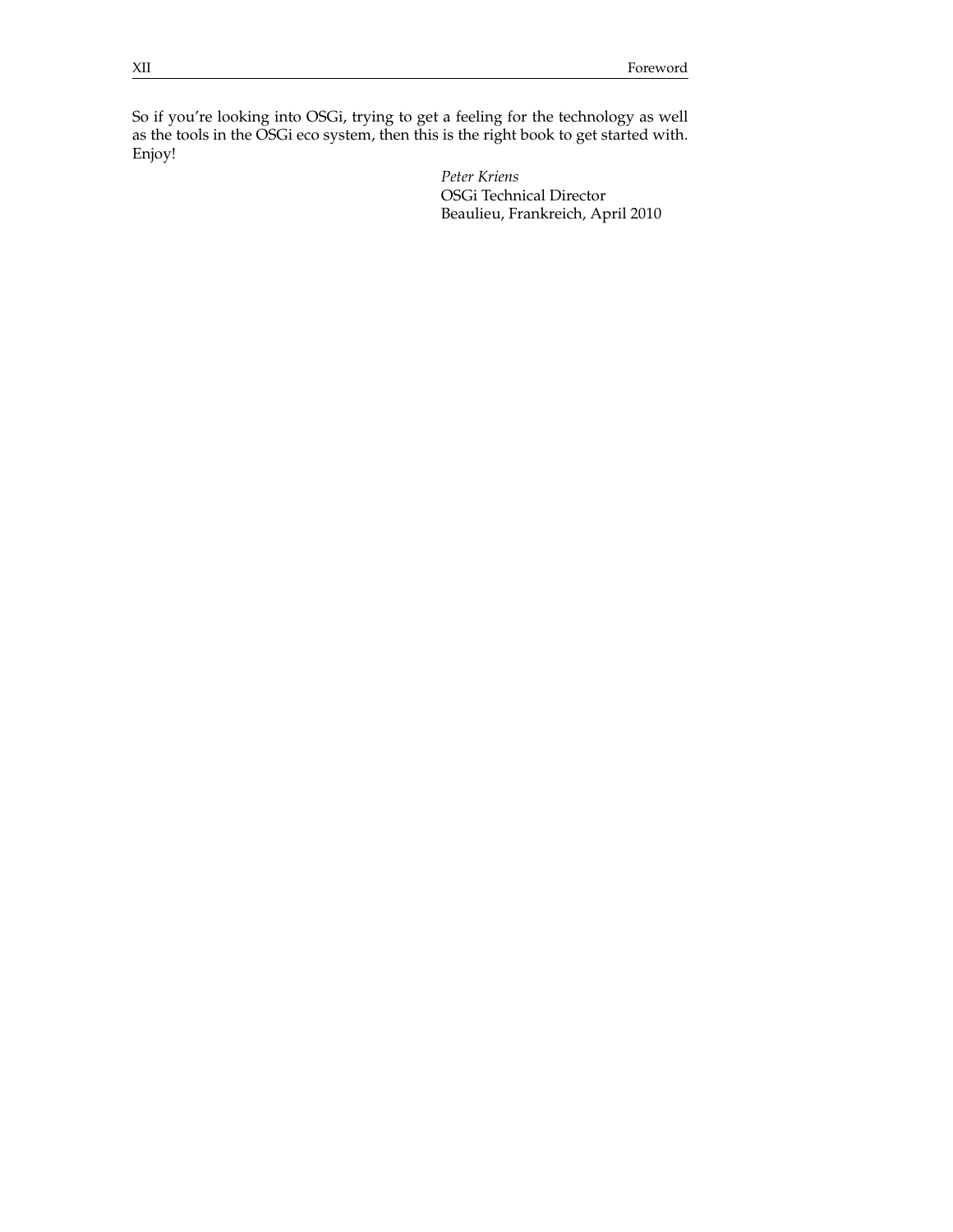So if you're looking into OSGi, trying to get a feeling for the technology as well as the tools in the OSGi eco system, then this is the right book to get started with. Enjoy!

*Peter Kriens*
OSGi Technical Director
Beaulieu, Frankreich, April 2010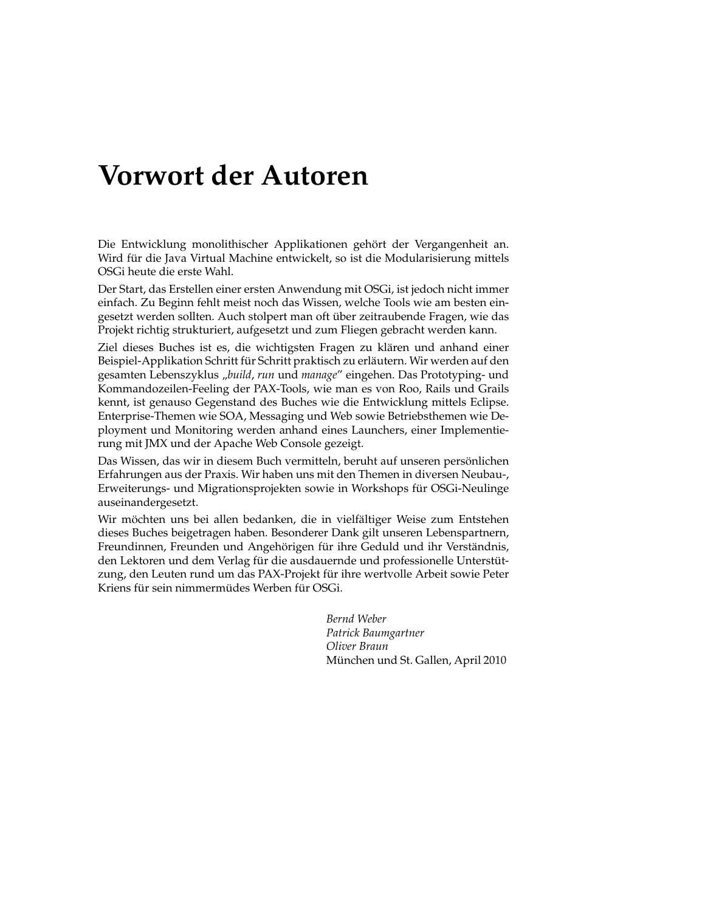# Vorwort der Autoren

Die Entwicklung monolithischer Applikationen gehört der Vergangenheit an. Wird für die Java Virtual Machine entwickelt, so ist die Modularisierung mittels OSGi heute die erste Wahl.

Der Start, das Erstellen einer ersten Anwendung mit OSGi, ist jedoch nicht immer einfach. Zu Beginn fehlt meist noch das Wissen, welche Tools wie am besten eingesetzt werden sollten. Auch stolpert man oft über zeitraubende Fragen, wie das Projekt richtig strukturiert, aufgesetzt und zum Fliegen gebracht werden kann.

Ziel dieses Buches ist es, die wichtigsten Fragen zu klären und anhand einer Beispiel-Applikation Schritt für Schritt praktisch zu erläutern. Wir werden auf den gesamten Lebenszyklus „*build*, *run* und *manage*" eingehen. Das Prototyping- und Kommandozeilen-Feeling der PAX-Tools, wie man es von Roo, Rails und Grails kennt, ist genauso Gegenstand des Buches wie die Entwicklung mittels Eclipse. Enterprise-Themen wie SOA, Messaging und Web sowie Betriebsthemen wie Deployment und Monitoring werden anhand eines Launchers, einer Implementierung mit JMX und der Apache Web Console gezeigt.

Das Wissen, das wir in diesem Buch vermitteln, beruht auf unseren persönlichen Erfahrungen aus der Praxis. Wir haben uns mit den Themen in diversen Neubau-, Erweiterungs- und Migrationsprojekten sowie in Workshops für OSGi-Neulinge auseinandergesetzt.

Wir möchten uns bei allen bedanken, die in vielfältiger Weise zum Entstehen dieses Buches beigetragen haben. Besonderer Dank gilt unseren Lebenspartnern, Freundinnen, Freunden und Angehörigen für ihre Geduld und ihr Verständnis, den Lektoren und dem Verlag für die ausdauernde und professionelle Unterstützung, den Leuten rund um das PAX-Projekt für ihre wertvolle Arbeit sowie Peter Kriens für sein nimmermüdes Werben für OSGi.

*Bernd Weber*
*Patrick Baumgartner*
*Oliver Braun*
München und St. Gallen, April 2010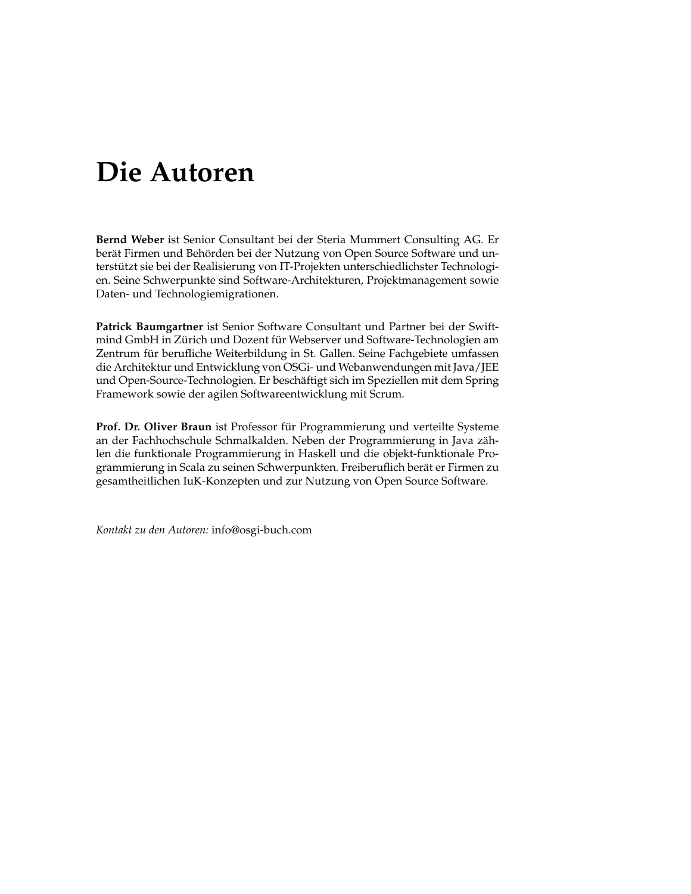# Die Autoren

**Bernd Weber** ist Senior Consultant bei der Steria Mummert Consulting AG. Er berät Firmen und Behörden bei der Nutzung von Open Source Software und unterstützt sie bei der Realisierung von IT-Projekten unterschiedlichster Technologien. Seine Schwerpunkte sind Software-Architekturen, Projektmanagement sowie Daten- und Technologiemigrationen.

**Patrick Baumgartner** ist Senior Software Consultant und Partner bei der Swiftmind GmbH in Zürich und Dozent für Webserver und Software-Technologien am Zentrum für berufliche Weiterbildung in St. Gallen. Seine Fachgebiete umfassen die Architektur und Entwicklung von OSGi- und Webanwendungen mit Java/JEE und Open-Source-Technologien. Er beschäftigt sich im Speziellen mit dem Spring Framework sowie der agilen Softwareentwicklung mit Scrum.

**Prof. Dr. Oliver Braun** ist Professor für Programmierung und verteilte Systeme an der Fachhochschule Schmalkalden. Neben der Programmierung in Java zählen die funktionale Programmierung in Haskell und die objekt-funktionale Programmierung in Scala zu seinen Schwerpunkten. Freiberuflich berät er Firmen zu gesamtheitlichen IuK-Konzepten und zur Nutzung von Open Source Software.

*Kontakt zu den Autoren:* info@osgi-buch.com